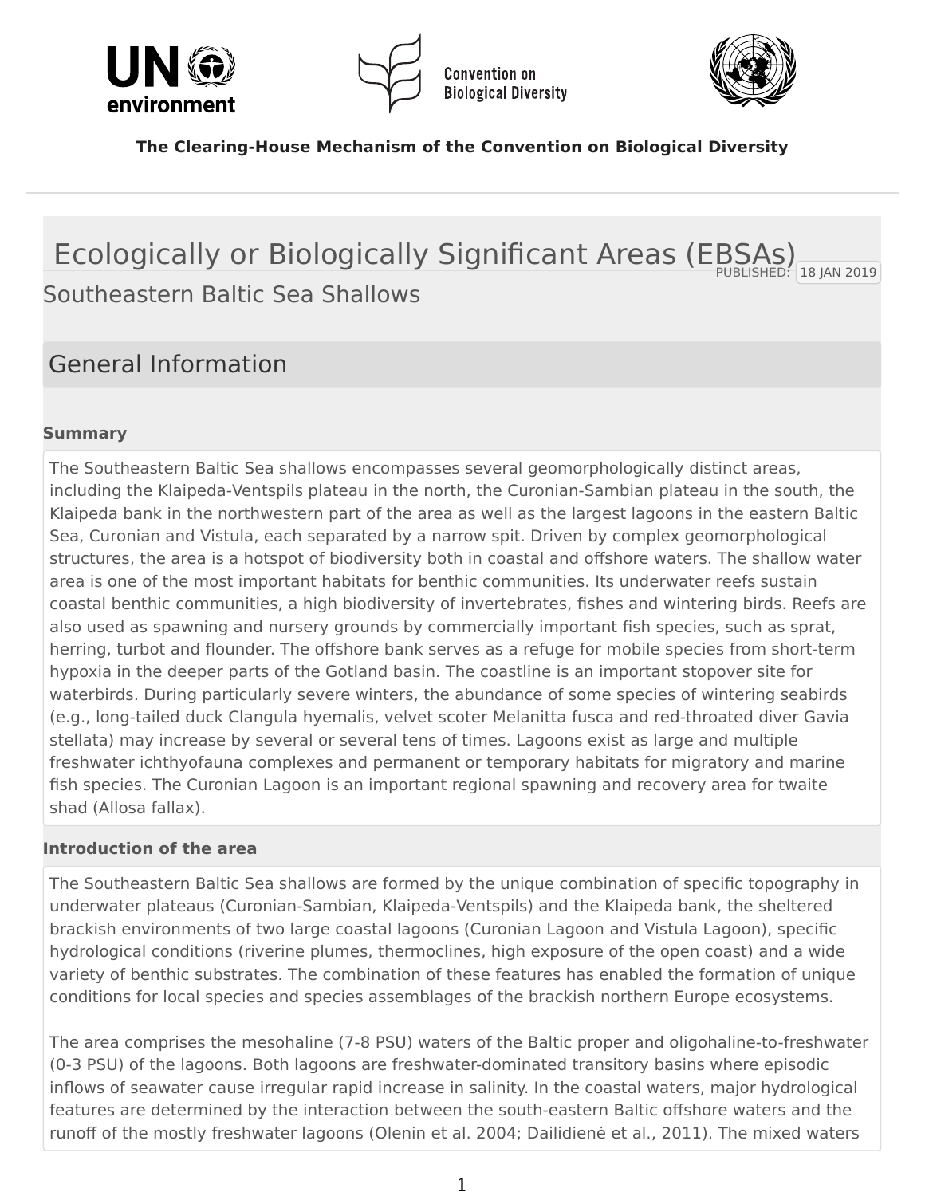**The Clearing-House Mechanism of the Convention on Biological Diversity**

# Ecologically or Biologically Significant Areas (EBSAs)

PUBLISHED: 18 JAN 2019

## Southeastern Baltic Sea Shallows

## General Information

### Summary

The Southeastern Baltic Sea shallows encompasses several geomorphologically distinct areas, including the Klaipeda-Ventspils plateau in the north, the Curonian-Sambian plateau in the south, the Klaipeda bank in the northwestern part of the area as well as the largest lagoons in the eastern Baltic Sea, Curonian and Vistula, each separated by a narrow spit. Driven by complex geomorphological structures, the area is a hotspot of biodiversity both in coastal and offshore waters. The shallow water area is one of the most important habitats for benthic communities. Its underwater reefs sustain coastal benthic communities, a high biodiversity of invertebrates, fishes and wintering birds. Reefs are also used as spawning and nursery grounds by commercially important fish species, such as sprat, herring, turbot and flounder. The offshore bank serves as a refuge for mobile species from short-term hypoxia in the deeper parts of the Gotland basin. The coastline is an important stopover site for waterbirds. During particularly severe winters, the abundance of some species of wintering seabirds (e.g., long-tailed duck Clangula hyemalis, velvet scoter Melanitta fusca and red-throated diver Gavia stellata) may increase by several or several tens of times. Lagoons exist as large and multiple freshwater ichthyofauna complexes and permanent or temporary habitats for migratory and marine fish species. The Curonian Lagoon is an important regional spawning and recovery area for twaite shad (Allosa fallax).

### Introduction of the area

The Southeastern Baltic Sea shallows are formed by the unique combination of specific topography in underwater plateaus (Curonian-Sambian, Klaipeda-Ventspils) and the Klaipeda bank, the sheltered brackish environments of two large coastal lagoons (Curonian Lagoon and Vistula Lagoon), specific hydrological conditions (riverine plumes, thermoclines, high exposure of the open coast) and a wide variety of benthic substrates. The combination of these features has enabled the formation of unique conditions for local species and species assemblages of the brackish northern Europe ecosystems.

The area comprises the mesohaline (7-8 PSU) waters of the Baltic proper and oligohaline-to-freshwater (0-3 PSU) of the lagoons. Both lagoons are freshwater-dominated transitory basins where episodic inflows of seawater cause irregular rapid increase in salinity. In the coastal waters, major hydrological features are determined by the interaction between the south-eastern Baltic offshore waters and the runoff of the mostly freshwater lagoons (Olenin et al. 2004; Dailidienė et al., 2011). The mixed waters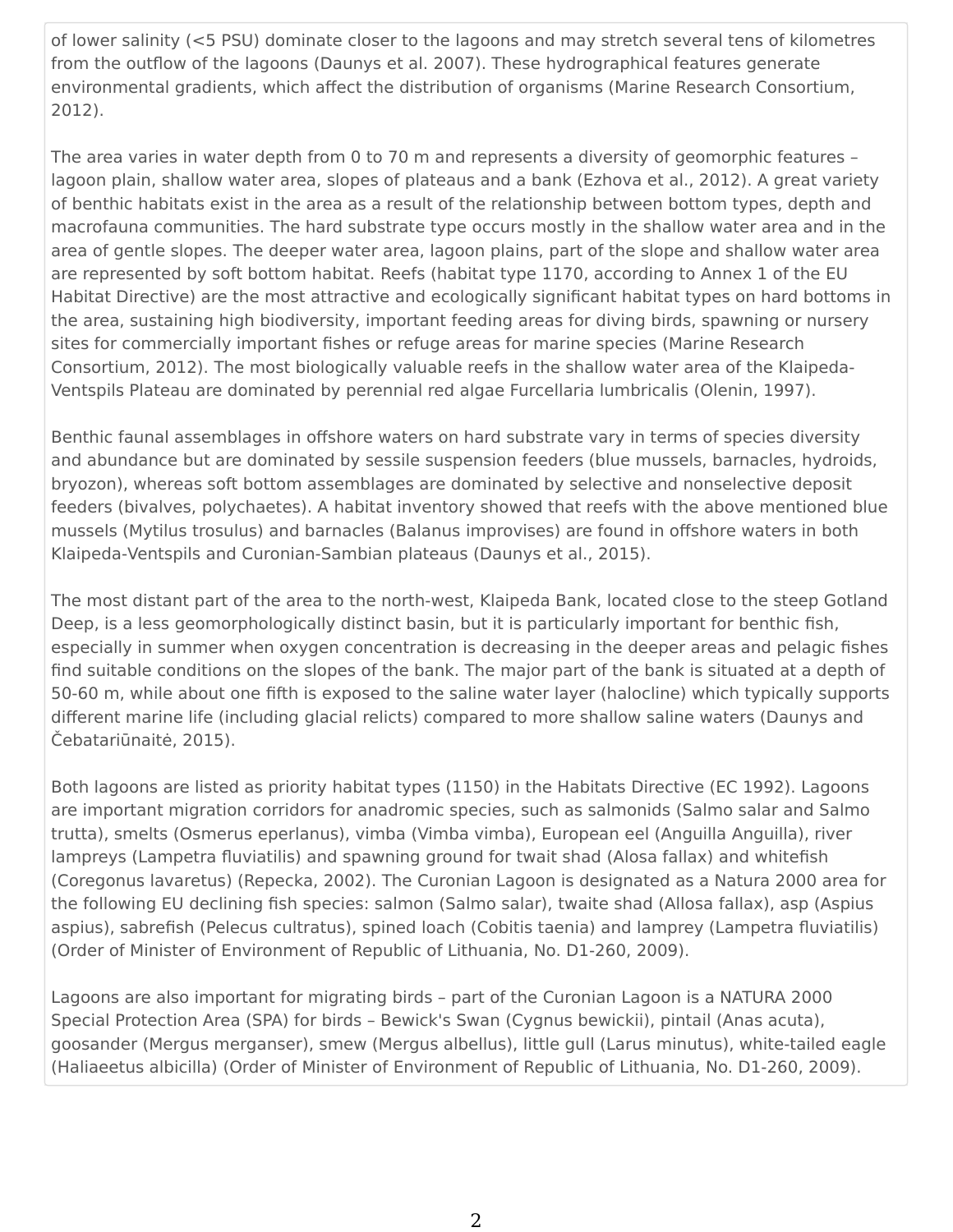of lower salinity (<5 PSU) dominate closer to the lagoons and may stretch several tens of kilometres from the outflow of the lagoons (Daunys et al. 2007). These hydrographical features generate environmental gradients, which affect the distribution of organisms (Marine Research Consortium, 2012).

The area varies in water depth from 0 to 70 m and represents a diversity of geomorphic features – lagoon plain, shallow water area, slopes of plateaus and a bank (Ezhova et al., 2012). A great variety of benthic habitats exist in the area as a result of the relationship between bottom types, depth and macrofauna communities. The hard substrate type occurs mostly in the shallow water area and in the area of gentle slopes. The deeper water area, lagoon plains, part of the slope and shallow water area are represented by soft bottom habitat. Reefs (habitat type 1170, according to Annex 1 of the EU Habitat Directive) are the most attractive and ecologically significant habitat types on hard bottoms in the area, sustaining high biodiversity, important feeding areas for diving birds, spawning or nursery sites for commercially important fishes or refuge areas for marine species (Marine Research Consortium, 2012). The most biologically valuable reefs in the shallow water area of the Klaipeda-Ventspils Plateau are dominated by perennial red algae Furcellaria lumbricalis (Olenin, 1997).

Benthic faunal assemblages in offshore waters on hard substrate vary in terms of species diversity and abundance but are dominated by sessile suspension feeders (blue mussels, barnacles, hydroids, bryozon), whereas soft bottom assemblages are dominated by selective and nonselective deposit feeders (bivalves, polychaetes). A habitat inventory showed that reefs with the above mentioned blue mussels (Mytilus trosulus) and barnacles (Balanus improvises) are found in offshore waters in both Klaipeda-Ventspils and Curonian-Sambian plateaus (Daunys et al., 2015).

The most distant part of the area to the north-west, Klaipeda Bank, located close to the steep Gotland Deep, is a less geomorphologically distinct basin, but it is particularly important for benthic fish, especially in summer when oxygen concentration is decreasing in the deeper areas and pelagic fishes find suitable conditions on the slopes of the bank. The major part of the bank is situated at a depth of 50-60 m, while about one fifth is exposed to the saline water layer (halocline) which typically supports different marine life (including glacial relicts) compared to more shallow saline waters (Daunys and Čebatariūnaitė, 2015).

Both lagoons are listed as priority habitat types (1150) in the Habitats Directive (EC 1992). Lagoons are important migration corridors for anadromic species, such as salmonids (Salmo salar and Salmo trutta), smelts (Osmerus eperlanus), vimba (Vimba vimba), European eel (Anguilla Anguilla), river lampreys (Lampetra fluviatilis) and spawning ground for twait shad (Alosa fallax) and whitefish (Coregonus lavaretus) (Repecka, 2002). The Curonian Lagoon is designated as a Natura 2000 area for the following EU declining fish species: salmon (Salmo salar), twaite shad (Allosa fallax), asp (Aspius aspius), sabrefish (Pelecus cultratus), spined loach (Cobitis taenia) and lamprey (Lampetra fluviatilis) (Order of Minister of Environment of Republic of Lithuania, No. D1-260, 2009).

Lagoons are also important for migrating birds – part of the Curonian Lagoon is a NATURA 2000 Special Protection Area (SPA) for birds – Bewick's Swan (Cygnus bewickii), pintail (Anas acuta), goosander (Mergus merganser), smew (Mergus albellus), little gull (Larus minutus), white-tailed eagle (Haliaeetus albicilla) (Order of Minister of Environment of Republic of Lithuania, No. D1-260, 2009).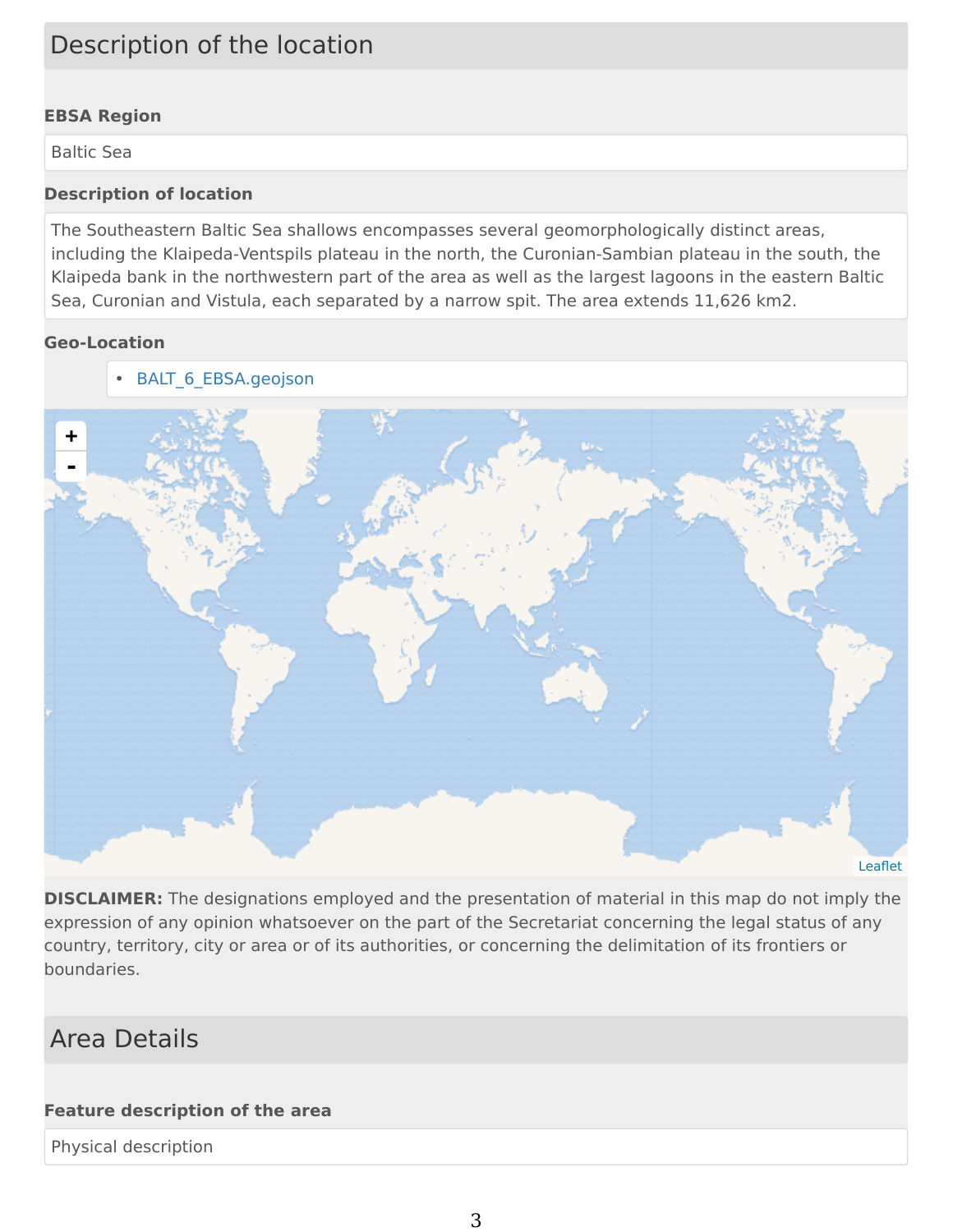## Description of the location

**EBSA Region**

Baltic Sea

**Description of location**

The Southeastern Baltic Sea shallows encompasses several geomorphologically distinct areas, including the Klaipeda-Ventspils plateau in the north, the Curonian-Sambian plateau in the south, the Klaipeda bank in the northwestern part of the area as well as the largest lagoons in the eastern Baltic Sea, Curonian and Vistula, each separated by a narrow spit. The area extends 11,626 km2.

**Geo-Location**

- BALT_6_EBSA.geojson

**DISCLAIMER:** The designations employed and the presentation of material in this map do not imply the expression of any opinion whatsoever on the part of the Secretariat concerning the legal status of any country, territory, city or area or of its authorities, or concerning the delimitation of its frontiers or boundaries.

## Area Details

**Feature description of the area**

Physical description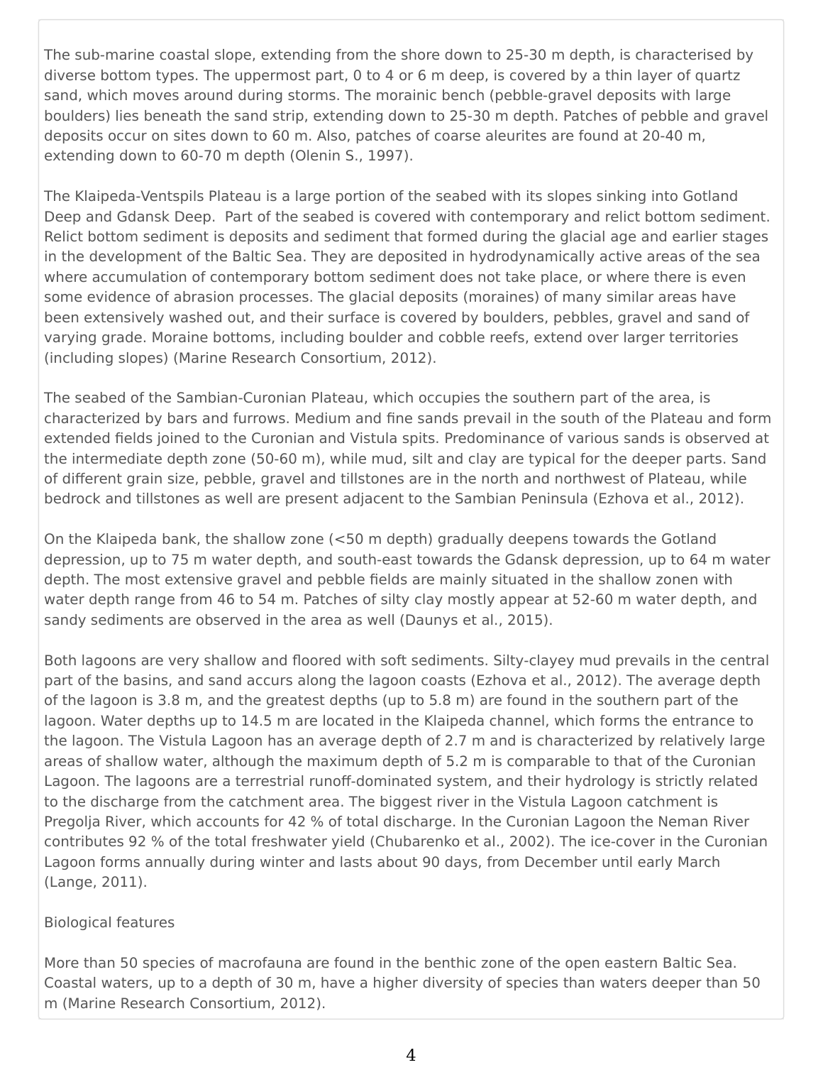The sub-marine coastal slope, extending from the shore down to 25-30 m depth, is characterised by diverse bottom types. The uppermost part, 0 to 4 or 6 m deep, is covered by a thin layer of quartz sand, which moves around during storms. The morainic bench (pebble-gravel deposits with large boulders) lies beneath the sand strip, extending down to 25-30 m depth. Patches of pebble and gravel deposits occur on sites down to 60 m. Also, patches of coarse aleurites are found at 20-40 m, extending down to 60-70 m depth (Olenin S., 1997).

The Klaipeda-Ventspils Plateau is a large portion of the seabed with its slopes sinking into Gotland Deep and Gdansk Deep. Part of the seabed is covered with contemporary and relict bottom sediment. Relict bottom sediment is deposits and sediment that formed during the glacial age and earlier stages in the development of the Baltic Sea. They are deposited in hydrodynamically active areas of the sea where accumulation of contemporary bottom sediment does not take place, or where there is even some evidence of abrasion processes. The glacial deposits (moraines) of many similar areas have been extensively washed out, and their surface is covered by boulders, pebbles, gravel and sand of varying grade. Moraine bottoms, including boulder and cobble reefs, extend over larger territories (including slopes) (Marine Research Consortium, 2012).

The seabed of the Sambian-Curonian Plateau, which occupies the southern part of the area, is characterized by bars and furrows. Medium and fine sands prevail in the south of the Plateau and form extended fields joined to the Curonian and Vistula spits. Predominance of various sands is observed at the intermediate depth zone (50-60 m), while mud, silt and clay are typical for the deeper parts. Sand of different grain size, pebble, gravel and tillstones are in the north and northwest of Plateau, while bedrock and tillstones as well are present adjacent to the Sambian Peninsula (Ezhova et al., 2012).

On the Klaipeda bank, the shallow zone (<50 m depth) gradually deepens towards the Gotland depression, up to 75 m water depth, and south-east towards the Gdansk depression, up to 64 m water depth. The most extensive gravel and pebble fields are mainly situated in the shallow zonen with water depth range from 46 to 54 m. Patches of silty clay mostly appear at 52-60 m water depth, and sandy sediments are observed in the area as well (Daunys et al., 2015).

Both lagoons are very shallow and floored with soft sediments. Silty-clayey mud prevails in the central part of the basins, and sand accurs along the lagoon coasts (Ezhova et al., 2012). The average depth of the lagoon is 3.8 m, and the greatest depths (up to 5.8 m) are found in the southern part of the lagoon. Water depths up to 14.5 m are located in the Klaipeda channel, which forms the entrance to the lagoon. The Vistula Lagoon has an average depth of 2.7 m and is characterized by relatively large areas of shallow water, although the maximum depth of 5.2 m is comparable to that of the Curonian Lagoon. The lagoons are a terrestrial runoff-dominated system, and their hydrology is strictly related to the discharge from the catchment area. The biggest river in the Vistula Lagoon catchment is Pregolja River, which accounts for 42 % of total discharge. In the Curonian Lagoon the Neman River contributes 92 % of the total freshwater yield (Chubarenko et al., 2002). The ice-cover in the Curonian Lagoon forms annually during winter and lasts about 90 days, from December until early March (Lange, 2011).

Biological features

More than 50 species of macrofauna are found in the benthic zone of the open eastern Baltic Sea. Coastal waters, up to a depth of 30 m, have a higher diversity of species than waters deeper than 50 m (Marine Research Consortium, 2012).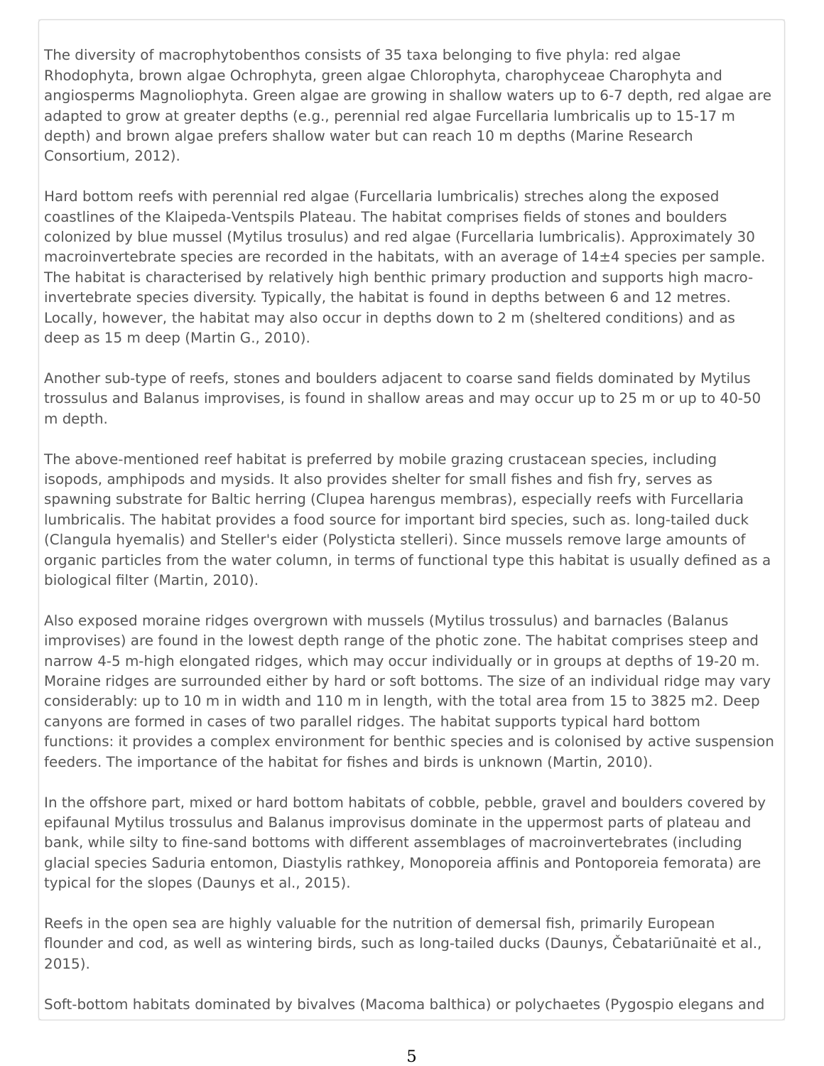The diversity of macrophytobenthos consists of 35 taxa belonging to five phyla: red algae Rhodophyta, brown algae Ochrophyta, green algae Chlorophyta, charophyceae Charophyta and angiosperms Magnoliophyta. Green algae are growing in shallow waters up to 6-7 depth, red algae are adapted to grow at greater depths (e.g., perennial red algae Furcellaria lumbricalis up to 15-17 m depth) and brown algae prefers shallow water but can reach 10 m depths (Marine Research Consortium, 2012).

Hard bottom reefs with perennial red algae (Furcellaria lumbricalis) streches along the exposed coastlines of the Klaipeda-Ventspils Plateau. The habitat comprises fields of stones and boulders colonized by blue mussel (Mytilus trosulus) and red algae (Furcellaria lumbricalis). Approximately 30 macroinvertebrate species are recorded in the habitats, with an average of 14±4 species per sample. The habitat is characterised by relatively high benthic primary production and supports high macro-invertebrate species diversity. Typically, the habitat is found in depths between 6 and 12 metres. Locally, however, the habitat may also occur in depths down to 2 m (sheltered conditions) and as deep as 15 m deep (Martin G., 2010).

Another sub-type of reefs, stones and boulders adjacent to coarse sand fields dominated by Mytilus trossulus and Balanus improvises, is found in shallow areas and may occur up to 25 m or up to 40-50 m depth.

The above-mentioned reef habitat is preferred by mobile grazing crustacean species, including isopods, amphipods and mysids. It also provides shelter for small fishes and fish fry, serves as spawning substrate for Baltic herring (Clupea harengus membras), especially reefs with Furcellaria lumbricalis. The habitat provides a food source for important bird species, such as. long-tailed duck (Clangula hyemalis) and Steller's eider (Polysticta stelleri). Since mussels remove large amounts of organic particles from the water column, in terms of functional type this habitat is usually defined as a biological filter (Martin, 2010).

Also exposed moraine ridges overgrown with mussels (Mytilus trossulus) and barnacles (Balanus improvises) are found in the lowest depth range of the photic zone. The habitat comprises steep and narrow 4-5 m-high elongated ridges, which may occur individually or in groups at depths of 19-20 m. Moraine ridges are surrounded either by hard or soft bottoms. The size of an individual ridge may vary considerably: up to 10 m in width and 110 m in length, with the total area from 15 to 3825 m2. Deep canyons are formed in cases of two parallel ridges. The habitat supports typical hard bottom functions: it provides a complex environment for benthic species and is colonised by active suspension feeders. The importance of the habitat for fishes and birds is unknown (Martin, 2010).

In the offshore part, mixed or hard bottom habitats of cobble, pebble, gravel and boulders covered by epifaunal Mytilus trossulus and Balanus improvisus dominate in the uppermost parts of plateau and bank, while silty to fine-sand bottoms with different assemblages of macroinvertebrates (including glacial species Saduria entomon, Diastylis rathkey, Monoporeia affinis and Pontoporeia femorata) are typical for the slopes (Daunys et al., 2015).

Reefs in the open sea are highly valuable for the nutrition of demersal fish, primarily European flounder and cod, as well as wintering birds, such as long-tailed ducks (Daunys, Čebatariūnaitė et al., 2015).

Soft-bottom habitats dominated by bivalves (Macoma balthica) or polychaetes (Pygospio elegans and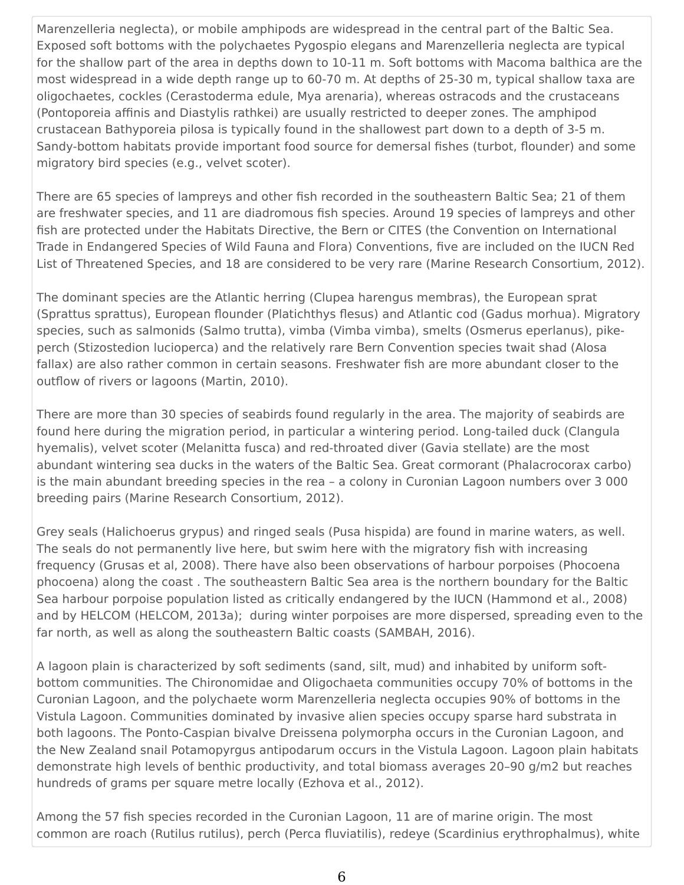Marenzelleria neglecta), or mobile amphipods are widespread in the central part of the Baltic Sea. Exposed soft bottoms with the polychaetes Pygospio elegans and Marenzelleria neglecta are typical for the shallow part of the area in depths down to 10-11 m. Soft bottoms with Macoma balthica are the most widespread in a wide depth range up to 60-70 m. At depths of 25-30 m, typical shallow taxa are oligochaetes, cockles (Cerastoderma edule, Mya arenaria), whereas ostracods and the crustaceans (Pontoporeia affinis and Diastylis rathkei) are usually restricted to deeper zones. The amphipod crustacean Bathyporeia pilosa is typically found in the shallowest part down to a depth of 3-5 m. Sandy-bottom habitats provide important food source for demersal fishes (turbot, flounder) and some migratory bird species (e.g., velvet scoter).

There are 65 species of lampreys and other fish recorded in the southeastern Baltic Sea; 21 of them are freshwater species, and 11 are diadromous fish species. Around 19 species of lampreys and other fish are protected under the Habitats Directive, the Bern or CITES (the Convention on International Trade in Endangered Species of Wild Fauna and Flora) Conventions, five are included on the IUCN Red List of Threatened Species, and 18 are considered to be very rare (Marine Research Consortium, 2012).

The dominant species are the Atlantic herring (Clupea harengus membras), the European sprat (Sprattus sprattus), European flounder (Platichthys flesus) and Atlantic cod (Gadus morhua). Migratory species, such as salmonids (Salmo trutta), vimba (Vimba vimba), smelts (Osmerus eperlanus), pike-perch (Stizostedion lucioperca) and the relatively rare Bern Convention species twait shad (Alosa fallax) are also rather common in certain seasons. Freshwater fish are more abundant closer to the outflow of rivers or lagoons (Martin, 2010).

There are more than 30 species of seabirds found regularly in the area. The majority of seabirds are found here during the migration period, in particular a wintering period. Long-tailed duck (Clangula hyemalis), velvet scoter (Melanitta fusca) and red-throated diver (Gavia stellate) are the most abundant wintering sea ducks in the waters of the Baltic Sea. Great cormorant (Phalacrocorax carbo) is the main abundant breeding species in the rea – a colony in Curonian Lagoon numbers over 3 000 breeding pairs (Marine Research Consortium, 2012).

Grey seals (Halichoerus grypus) and ringed seals (Pusa hispida) are found in marine waters, as well. The seals do not permanently live here, but swim here with the migratory fish with increasing frequency (Grusas et al, 2008). There have also been observations of harbour porpoises (Phocoena phocoena) along the coast . The southeastern Baltic Sea area is the northern boundary for the Baltic Sea harbour porpoise population listed as critically endangered by the IUCN (Hammond et al., 2008) and by HELCOM (HELCOM, 2013a);  during winter porpoises are more dispersed, spreading even to the far north, as well as along the southeastern Baltic coasts (SAMBAH, 2016).

A lagoon plain is characterized by soft sediments (sand, silt, mud) and inhabited by uniform soft-bottom communities. The Chironomidae and Oligochaeta communities occupy 70% of bottoms in the Curonian Lagoon, and the polychaete worm Marenzelleria neglecta occupies 90% of bottoms in the Vistula Lagoon. Communities dominated by invasive alien species occupy sparse hard substrata in both lagoons. The Ponto-Caspian bivalve Dreissena polymorpha occurs in the Curonian Lagoon, and the New Zealand snail Potamopyrgus antipodarum occurs in the Vistula Lagoon. Lagoon plain habitats demonstrate high levels of benthic productivity, and total biomass averages 20–90 g/m2 but reaches hundreds of grams per square metre locally (Ezhova et al., 2012).

Among the 57 fish species recorded in the Curonian Lagoon, 11 are of marine origin. The most common are roach (Rutilus rutilus), perch (Perca fluviatilis), redeye (Scardinius erythrophalmus), white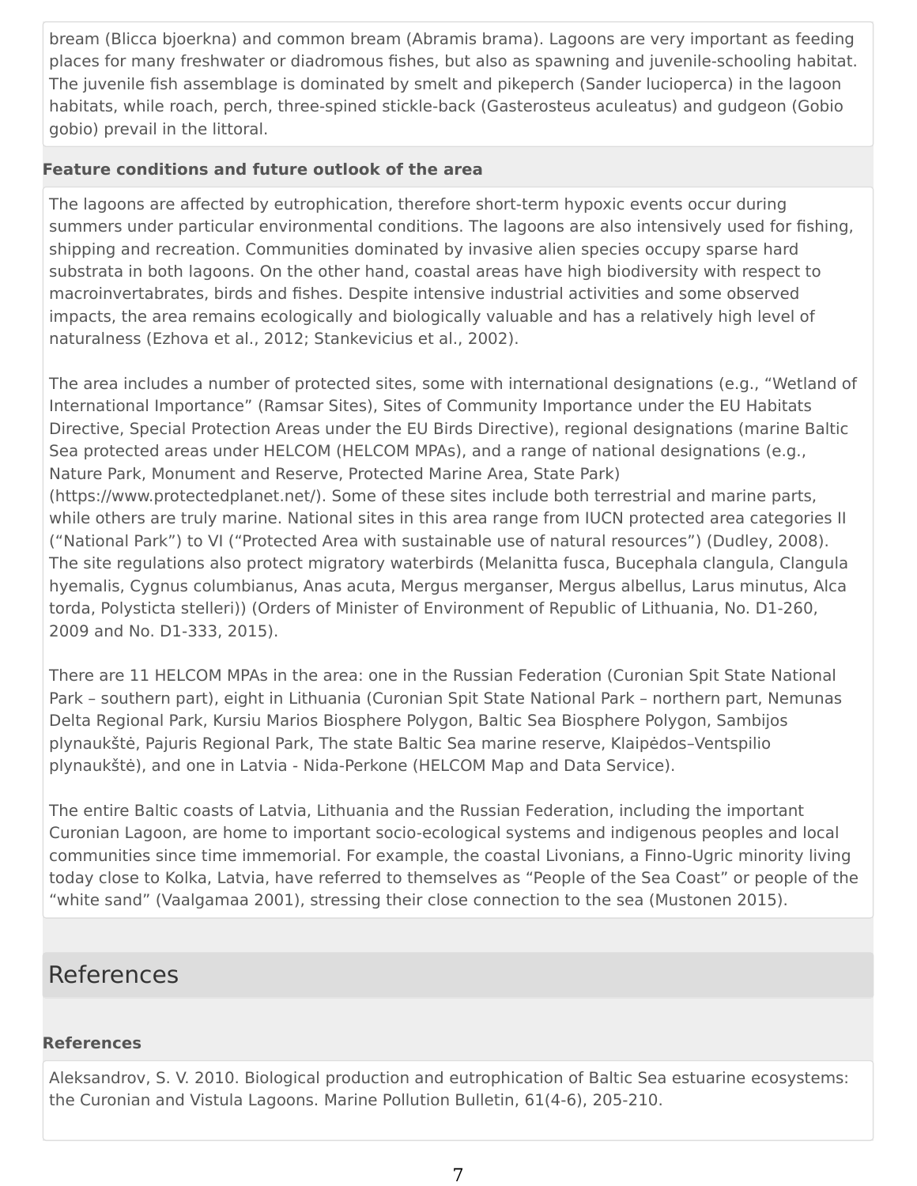bream (Blicca bjoerkna) and common bream (Abramis brama). Lagoons are very important as feeding places for many freshwater or diadromous fishes, but also as spawning and juvenile-schooling habitat. The juvenile fish assemblage is dominated by smelt and pikeperch (Sander lucioperca) in the lagoon habitats, while roach, perch, three-spined stickle-back (Gasterosteus aculeatus) and gudgeon (Gobio gobio) prevail in the littoral.

### Feature conditions and future outlook of the area

The lagoons are affected by eutrophication, therefore short-term hypoxic events occur during summers under particular environmental conditions. The lagoons are also intensively used for fishing, shipping and recreation. Communities dominated by invasive alien species occupy sparse hard substrata in both lagoons. On the other hand, coastal areas have high biodiversity with respect to macroinvertabrates, birds and fishes. Despite intensive industrial activities and some observed impacts, the area remains ecologically and biologically valuable and has a relatively high level of naturalness (Ezhova et al., 2012; Stankevicius et al., 2002).

The area includes a number of protected sites, some with international designations (e.g., “Wetland of International Importance” (Ramsar Sites), Sites of Community Importance under the EU Habitats Directive, Special Protection Areas under the EU Birds Directive), regional designations (marine Baltic Sea protected areas under HELCOM (HELCOM MPAs), and a range of national designations (e.g., Nature Park, Monument and Reserve, Protected Marine Area, State Park) (https://www.protectedplanet.net/). Some of these sites include both terrestrial and marine parts, while others are truly marine. National sites in this area range from IUCN protected area categories II (“National Park”) to VI (“Protected Area with sustainable use of natural resources”) (Dudley, 2008). The site regulations also protect migratory waterbirds (Melanitta fusca, Bucephala clangula, Clangula hyemalis, Cygnus columbianus, Anas acuta, Mergus merganser, Mergus albellus, Larus minutus, Alca torda, Polysticta stelleri)) (Orders of Minister of Environment of Republic of Lithuania, No. D1-260, 2009 and No. D1-333, 2015).

There are 11 HELCOM MPAs in the area: one in the Russian Federation (Curonian Spit State National Park – southern part), eight in Lithuania (Curonian Spit State National Park – northern part, Nemunas Delta Regional Park, Kursiu Marios Biosphere Polygon, Baltic Sea Biosphere Polygon, Sambijos plynaukštė, Pajuris Regional Park, The state Baltic Sea marine reserve, Klaipėdos–Ventspilio plynaukštė), and one in Latvia - Nida-Perkone (HELCOM Map and Data Service).

The entire Baltic coasts of Latvia, Lithuania and the Russian Federation, including the important Curonian Lagoon, are home to important socio-ecological systems and indigenous peoples and local communities since time immemorial. For example, the coastal Livonians, a Finno-Ugric minority living today close to Kolka, Latvia, have referred to themselves as “People of the Sea Coast” or people of the “white sand” (Vaalgamaa 2001), stressing their close connection to the sea (Mustonen 2015).

## References

### References

Aleksandrov, S. V. 2010. Biological production and eutrophication of Baltic Sea estuarine ecosystems: the Curonian and Vistula Lagoons. Marine Pollution Bulletin, 61(4-6), 205-210.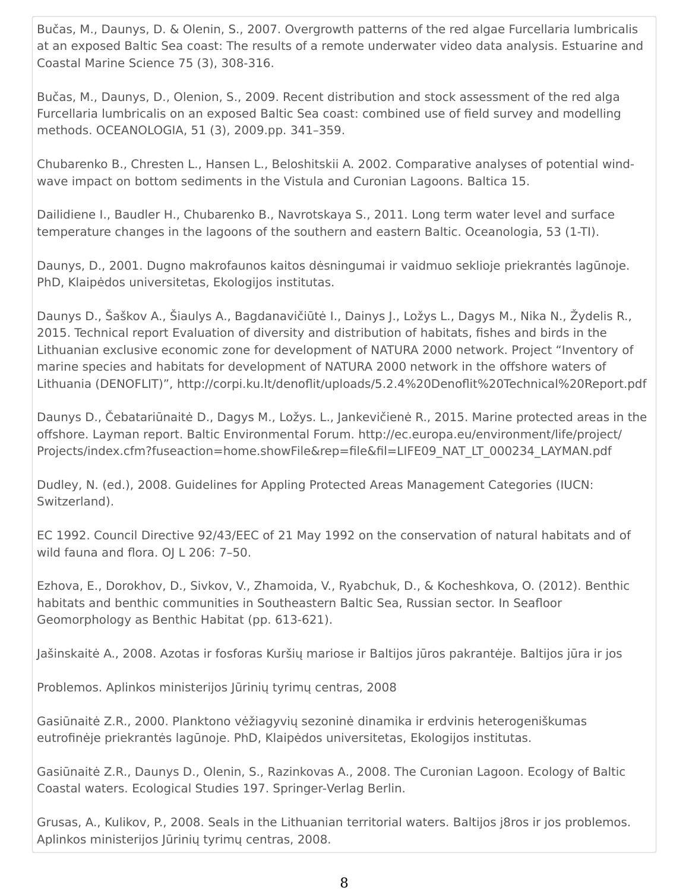Bučas, M., Daunys, D. & Olenin, S., 2007. Overgrowth patterns of the red algae Furcellaria lumbricalis at an exposed Baltic Sea coast: The results of a remote underwater video data analysis. Estuarine and Coastal Marine Science 75 (3), 308-316.

Bučas, M., Daunys, D., Olenion, S., 2009. Recent distribution and stock assessment of the red alga Furcellaria lumbricalis on an exposed Baltic Sea coast: combined use of field survey and modelling methods. OCEANOLOGIA, 51 (3), 2009.pp. 341–359.

Chubarenko B., Chresten L., Hansen L., Beloshitskii A. 2002. Comparative analyses of potential wind-wave impact on bottom sediments in the Vistula and Curonian Lagoons. Baltica 15.

Dailidiene I., Baudler H., Chubarenko B., Navrotskaya S., 2011. Long term water level and surface temperature changes in the lagoons of the southern and eastern Baltic. Oceanologia, 53 (1-TI).

Daunys, D., 2001. Dugno makrofaunos kaitos dėsningumai ir vaidmuo seklioje priekrantės lagūnoje. PhD, Klaipėdos universitetas, Ekologijos institutas.

Daunys D., Šaškov A., Šiaulys A., Bagdanavičiūtė I., Dainys J., Ložys L., Dagys M., Nika N., Žydelis R., 2015. Technical report Evaluation of diversity and distribution of habitats, fishes and birds in the Lithuanian exclusive economic zone for development of NATURA 2000 network. Project "Inventory of marine species and habitats for development of NATURA 2000 network in the offshore waters of Lithuania (DENOFLIT)", http://corpi.ku.lt/denoflit/uploads/5.2.4%20Denoflit%20Technical%20Report.pdf

Daunys D., Čebatariūnaitė D., Dagys M., Ložys. L., Jankevičienė R., 2015. Marine protected areas in the offshore. Layman report. Baltic Environmental Forum. http://ec.europa.eu/environment/life/project/Projects/index.cfm?fuseaction=home.showFile&rep=file&fil=LIFE09_NAT_LT_000234_LAYMAN.pdf

Dudley, N. (ed.), 2008. Guidelines for Appling Protected Areas Management Categories (IUCN: Switzerland).

EC 1992. Council Directive 92/43/EEC of 21 May 1992 on the conservation of natural habitats and of wild fauna and flora. OJ L 206: 7–50.

Ezhova, E., Dorokhov, D., Sivkov, V., Zhamoida, V., Ryabchuk, D., & Kocheshkova, O. (2012). Benthic habitats and benthic communities in Southeastern Baltic Sea, Russian sector. In Seafloor Geomorphology as Benthic Habitat (pp. 613-621).

Jašinskaitė A., 2008. Azotas ir fosforas Kuršių mariose ir Baltijos jūros pakrantėje. Baltijos jūra ir jos

Problemos. Aplinkos ministerijos Jūrinių tyrimų centras, 2008

Gasiūnaitė Z.R., 2000. Planktono vėžiagyvių sezoninė dinamika ir erdvinis heterogeniškumas eutrofinėje priekrantės lagūnoje. PhD, Klaipėdos universitetas, Ekologijos institutas.

Gasiūnaitė Z.R., Daunys D., Olenin, S., Razinkovas A., 2008. The Curonian Lagoon. Ecology of Baltic Coastal waters. Ecological Studies 197. Springer-Verlag Berlin.

Grusas, A., Kulikov, P., 2008. Seals in the Lithuanian territorial waters. Baltijos j8ros ir jos problemos. Aplinkos ministerijos Jūrinių tyrimų centras, 2008.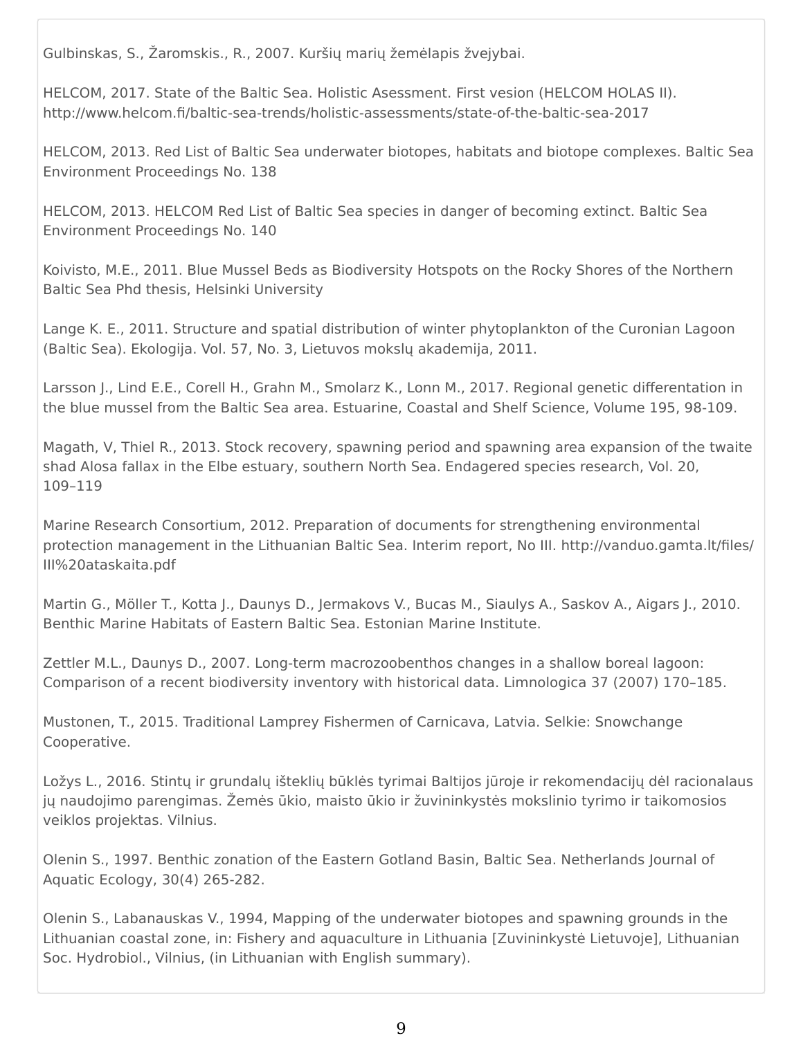Gulbinskas, S., Žaromskis., R., 2007. Kuršių marių žemėlapis žvejybai.

HELCOM, 2017. State of the Baltic Sea. Holistic Asessment. First vesion (HELCOM HOLAS II). http://www.helcom.fi/baltic-sea-trends/holistic-assessments/state-of-the-baltic-sea-2017

HELCOM, 2013. Red List of Baltic Sea underwater biotopes, habitats and biotope complexes. Baltic Sea Environment Proceedings No. 138

HELCOM, 2013. HELCOM Red List of Baltic Sea species in danger of becoming extinct. Baltic Sea Environment Proceedings No. 140

Koivisto, M.E., 2011. Blue Mussel Beds as Biodiversity Hotspots on the Rocky Shores of the Northern Baltic Sea Phd thesis, Helsinki University

Lange K. E., 2011. Structure and spatial distribution of winter phytoplankton of the Curonian Lagoon (Baltic Sea). Ekologija. Vol. 57, No. 3, Lietuvos mokslų akademija, 2011.

Larsson J., Lind E.E., Corell H., Grahn M., Smolarz K., Lonn M., 2017. Regional genetic differentation in the blue mussel from the Baltic Sea area. Estuarine, Coastal and Shelf Science, Volume 195, 98-109.

Magath, V, Thiel R., 2013. Stock recovery, spawning period and spawning area expansion of the twaite shad Alosa fallax in the Elbe estuary, southern North Sea. Endagered species research, Vol. 20, 109–119

Marine Research Consortium, 2012. Preparation of documents for strengthening environmental protection management in the Lithuanian Baltic Sea. Interim report, No III. http://vanduo.gamta.lt/files/III%20ataskaita.pdf

Martin G., Möller T., Kotta J., Daunys D., Jermakovs V., Bucas M., Siaulys A., Saskov A., Aigars J., 2010. Benthic Marine Habitats of Eastern Baltic Sea. Estonian Marine Institute.

Zettler M.L., Daunys D., 2007. Long-term macrozoobenthos changes in a shallow boreal lagoon: Comparison of a recent biodiversity inventory with historical data. Limnologica 37 (2007) 170–185.

Mustonen, T., 2015. Traditional Lamprey Fishermen of Carnicava, Latvia. Selkie: Snowchange Cooperative.

Ložys L., 2016. Stintų ir grundalų išteklių būklės tyrimai Baltijos jūroje ir rekomendacijų dėl racionalaus jų naudojimo parengimas. Žemės ūkio, maisto ūkio ir žuvininkystės mokslinio tyrimo ir taikomosios veiklos projektas. Vilnius.

Olenin S., 1997. Benthic zonation of the Eastern Gotland Basin, Baltic Sea. Netherlands Journal of Aquatic Ecology, 30(4) 265-282.

Olenin S., Labanauskas V., 1994, Mapping of the underwater biotopes and spawning grounds in the Lithuanian coastal zone, in: Fishery and aquaculture in Lithuania [Zuvininkystė Lietuvoje], Lithuanian Soc. Hydrobiol., Vilnius, (in Lithuanian with English summary).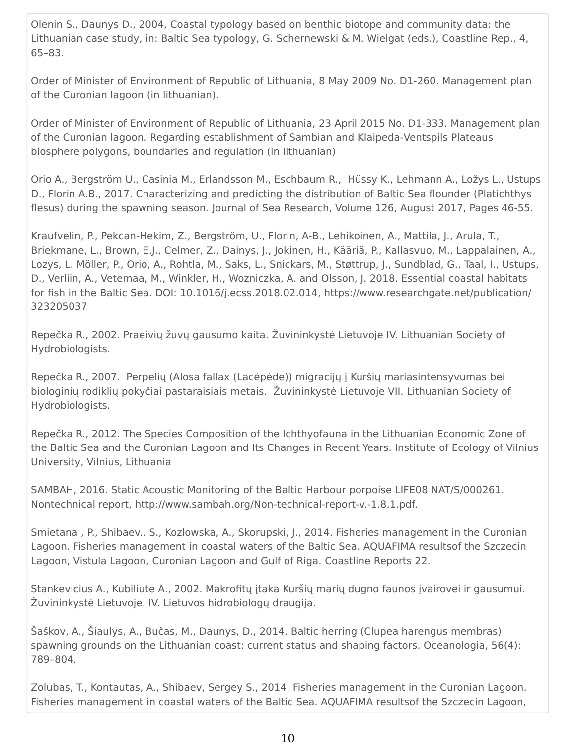Olenin S., Daunys D., 2004, Coastal typology based on benthic biotope and community data: the Lithuanian case study, in: Baltic Sea typology, G. Schernewski & M. Wielgat (eds.), Coastline Rep., 4, 65–83.

Order of Minister of Environment of Republic of Lithuania, 8 May 2009 No. D1-260. Management plan of the Curonian lagoon (in lithuanian).

Order of Minister of Environment of Republic of Lithuania, 23 April 2015 No. D1-333. Management plan of the Curonian lagoon. Regarding establishment of Sambian and Klaipeda-Ventspils Plateaus biosphere polygons, boundaries and regulation (in lithuanian)

Orio A., Bergström U., Casinia M., Erlandsson M., Eschbaum R., Hüssy K., Lehmann A., Ložys L., Ustups D., Florin A.B., 2017. Characterizing and predicting the distribution of Baltic Sea flounder (Platichthys flesus) during the spawning season. Journal of Sea Research, Volume 126, August 2017, Pages 46-55.

Kraufvelin, P., Pekcan-Hekim, Z., Bergström, U., Florin, A-B., Lehikoinen, A., Mattila, J., Arula, T., Briekmane, L., Brown, E.J., Celmer, Z., Dainys, J., Jokinen, H., Kääriä, P., Kallasvuo, M., Lappalainen, A., Lozys, L. Möller, P., Orio, A., Rohtla, M., Saks, L., Snickars, M., Støttrup, J., Sundblad, G., Taal, I., Ustups, D., Verliin, A., Vetemaa, M., Winkler, H., Wozniczka, A. and Olsson, J. 2018. Essential coastal habitats for fish in the Baltic Sea. DOI: 10.1016/j.ecss.2018.02.014, https://www.researchgate.net/publication/323205037

Repečka R., 2002. Praeivių žuvų gausumo kaita. Žuvininkystė Lietuvoje IV. Lithuanian Society of Hydrobiologists.

Repečka R., 2007. Perpelių (Alosa fallax (Lacépède)) migracijų į Kuršių mariasintensyvumas bei biologinių rodiklių pokyčiai pastaraisiais metais. Žuvininkystė Lietuvoje VII. Lithuanian Society of Hydrobiologists.

Repečka R., 2012. The Species Composition of the Ichthyofauna in the Lithuanian Economic Zone of the Baltic Sea and the Curonian Lagoon and Its Changes in Recent Years. Institute of Ecology of Vilnius University, Vilnius, Lithuania

SAMBAH, 2016. Static Acoustic Monitoring of the Baltic Harbour porpoise LIFE08 NAT/S/000261. Nontechnical report, http://www.sambah.org/Non-technical-report-v.-1.8.1.pdf.

Smietana , P., Shibaev., S., Kozlowska, A., Skorupski, J., 2014. Fisheries management in the Curonian Lagoon. Fisheries management in coastal waters of the Baltic Sea. AQUAFIMA resultsof the Szczecin Lagoon, Vistula Lagoon, Curonian Lagoon and Gulf of Riga. Coastline Reports 22.

Stankevicius A., Kubiliute A., 2002. Makrofitų įtaka Kuršių marių dugno faunos įvairovei ir gausumui. Žuvininkystė Lietuvoje. IV. Lietuvos hidrobiologų draugija.

Šaškov, A., Šiaulys, A., Bučas, M., Daunys, D., 2014. Baltic herring (Clupea harengus membras) spawning grounds on the Lithuanian coast: current status and shaping factors. Oceanologia, 56(4): 789–804.

Zolubas, T., Kontautas, A., Shibaev, Sergey S., 2014. Fisheries management in the Curonian Lagoon. Fisheries management in coastal waters of the Baltic Sea. AQUAFIMA resultsof the Szczecin Lagoon,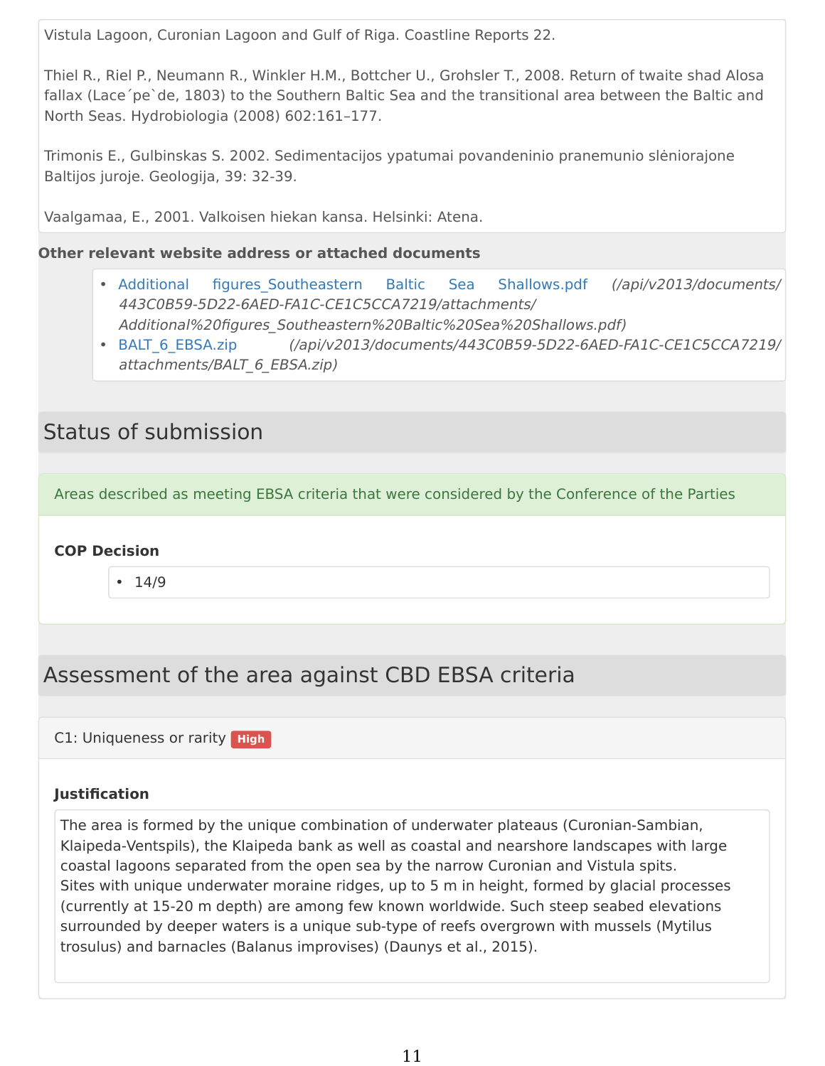Vistula Lagoon, Curonian Lagoon and Gulf of Riga. Coastline Reports 22.

Thiel R., Riel P., Neumann R., Winkler H.M., Bottcher U., Grohsler T., 2008. Return of twaite shad Alosa fallax (Lace´pe`de, 1803) to the Southern Baltic Sea and the transitional area between the Baltic and North Seas. Hydrobiologia (2008) 602:161–177.

Trimonis E., Gulbinskas S. 2002. Sedimentacijos ypatumai povandeninio pranemunio slėniorajone Baltijos juroje. Geologija, 39: 32-39.

Vaalgamaa, E., 2001. Valkoisen hiekan kansa. Helsinki: Atena.

**Other relevant website address or attached documents**

- Additional figures_Southeastern Baltic Sea Shallows.pdf *(/api/v2013/documents/443C0B59-5D22-6AED-FA1C-CE1C5CCA7219/attachments/Additional%20figures_Southeastern%20Baltic%20Sea%20Shallows.pdf)*
- BALT_6_EBSA.zip *(/api/v2013/documents/443C0B59-5D22-6AED-FA1C-CE1C5CCA7219/attachments/BALT_6_EBSA.zip)*

## Status of submission

Areas described as meeting EBSA criteria that were considered by the Conference of the Parties

**COP Decision**

- 14/9

## Assessment of the area against CBD EBSA criteria

### C1: Uniqueness or rarity **High**

**Justification**

The area is formed by the unique combination of underwater plateaus (Curonian-Sambian, Klaipeda-Ventspils), the Klaipeda bank as well as coastal and nearshore landscapes with large coastal lagoons separated from the open sea by the narrow Curonian and Vistula spits.
Sites with unique underwater moraine ridges, up to 5 m in height, formed by glacial processes (currently at 15-20 m depth) are among few known worldwide. Such steep seabed elevations surrounded by deeper waters is a unique sub-type of reefs overgrown with mussels (Mytilus trosulus) and barnacles (Balanus improvises) (Daunys et al., 2015).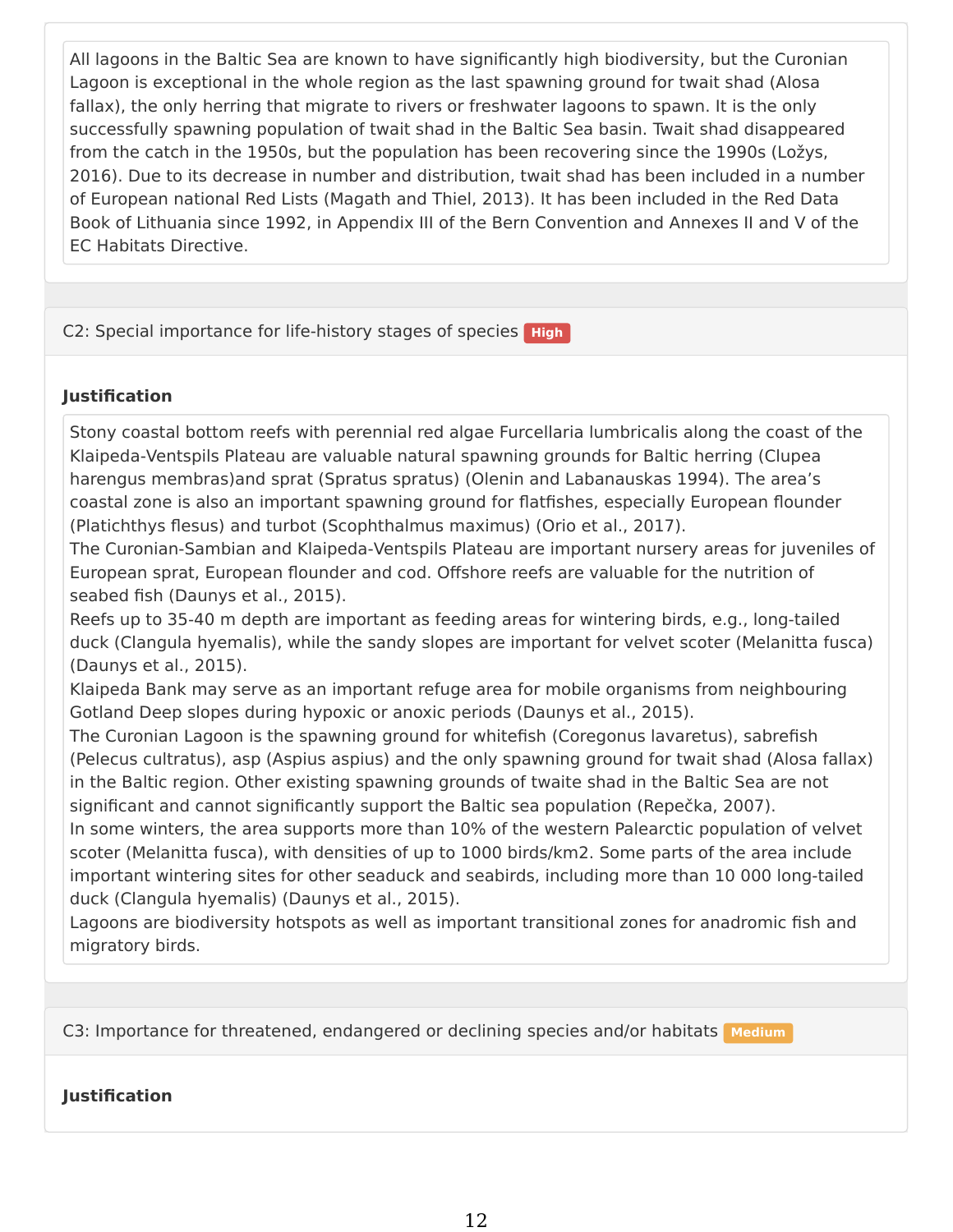All lagoons in the Baltic Sea are known to have significantly high biodiversity, but the Curonian Lagoon is exceptional in the whole region as the last spawning ground for twait shad (Alosa fallax), the only herring that migrate to rivers or freshwater lagoons to spawn. It is the only successfully spawning population of twait shad in the Baltic Sea basin. Twait shad disappeared from the catch in the 1950s, but the population has been recovering since the 1990s (Ložys, 2016). Due to its decrease in number and distribution, twait shad has been included in a number of European national Red Lists (Magath and Thiel, 2013). It has been included in the Red Data Book of Lithuania since 1992, in Appendix III of the Bern Convention and Annexes II and V of the EC Habitats Directive.

### C2: Special importance for life-history stages of species **High**

**Justification**

Stony coastal bottom reefs with perennial red algae Furcellaria lumbricalis along the coast of the Klaipeda-Ventspils Plateau are valuable natural spawning grounds for Baltic herring (Clupea harengus membras)and sprat (Spratus spratus) (Olenin and Labanauskas 1994). The area's coastal zone is also an important spawning ground for flatfishes, especially European flounder (Platichthys flesus) and turbot (Scophthalmus maximus) (Orio et al., 2017).
The Curonian-Sambian and Klaipeda-Ventspils Plateau are important nursery areas for juveniles of European sprat, European flounder and cod. Offshore reefs are valuable for the nutrition of seabed fish (Daunys et al., 2015).
Reefs up to 35-40 m depth are important as feeding areas for wintering birds, e.g., long-tailed duck (Clangula hyemalis), while the sandy slopes are important for velvet scoter (Melanitta fusca) (Daunys et al., 2015).
Klaipeda Bank may serve as an important refuge area for mobile organisms from neighbouring Gotland Deep slopes during hypoxic or anoxic periods (Daunys et al., 2015).
The Curonian Lagoon is the spawning ground for whitefish (Coregonus lavaretus), sabrefish (Pelecus cultratus), asp (Aspius aspius) and the only spawning ground for twait shad (Alosa fallax) in the Baltic region. Other existing spawning grounds of twaite shad in the Baltic Sea are not significant and cannot significantly support the Baltic sea population (Repečka, 2007).
In some winters, the area supports more than 10% of the western Palearctic population of velvet scoter (Melanitta fusca), with densities of up to 1000 birds/km2. Some parts of the area include important wintering sites for other seaduck and seabirds, including more than 10 000 long-tailed duck (Clangula hyemalis) (Daunys et al., 2015).
Lagoons are biodiversity hotspots as well as important transitional zones for anadromic fish and migratory birds.

### C3: Importance for threatened, endangered or declining species and/or habitats **Medium**

**Justification**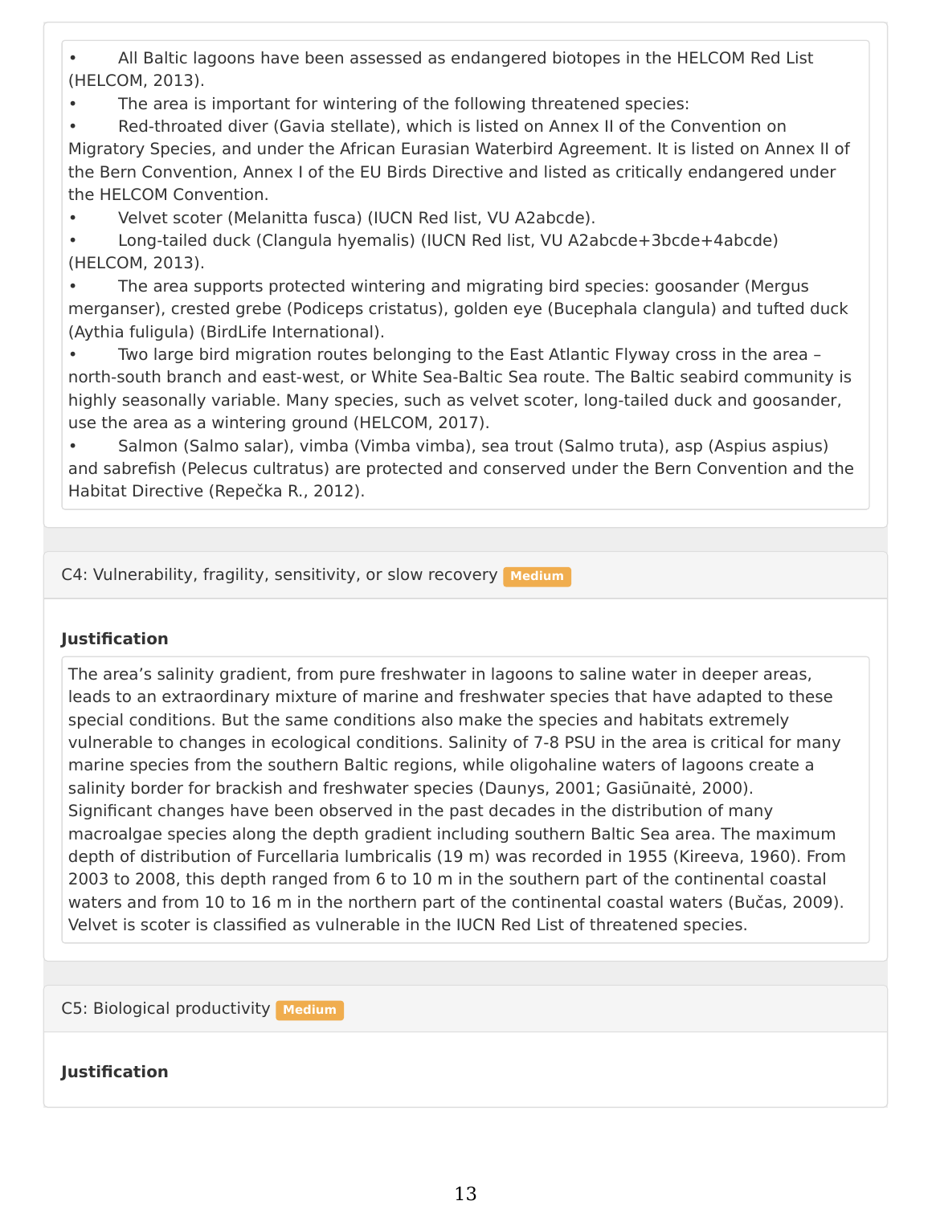- All Baltic lagoons have been assessed as endangered biotopes in the HELCOM Red List (HELCOM, 2013).
- The area is important for wintering of the following threatened species:
- Red-throated diver (Gavia stellate), which is listed on Annex II of the Convention on Migratory Species, and under the African Eurasian Waterbird Agreement. It is listed on Annex II of the Bern Convention, Annex I of the EU Birds Directive and listed as critically endangered under the HELCOM Convention.
- Velvet scoter (Melanitta fusca) (IUCN Red list, VU A2abcde).
- Long-tailed duck (Clangula hyemalis) (IUCN Red list, VU A2abcde+3bcde+4abcde) (HELCOM, 2013).
- The area supports protected wintering and migrating bird species: goosander (Mergus merganser), crested grebe (Podiceps cristatus), golden eye (Bucephala clangula) and tufted duck (Aythia fuligula) (BirdLife International).
- Two large bird migration routes belonging to the East Atlantic Flyway cross in the area – north-south branch and east-west, or White Sea-Baltic Sea route. The Baltic seabird community is highly seasonally variable. Many species, such as velvet scoter, long-tailed duck and goosander, use the area as a wintering ground (HELCOM, 2017).
- Salmon (Salmo salar), vimba (Vimba vimba), sea trout (Salmo truta), asp (Aspius aspius) and sabrefish (Pelecus cultratus) are protected and conserved under the Bern Convention and the Habitat Directive (Repečka R., 2012).

### C4: Vulnerability, fragility, sensitivity, or slow recovery **Medium**

**Justification**

The area's salinity gradient, from pure freshwater in lagoons to saline water in deeper areas, leads to an extraordinary mixture of marine and freshwater species that have adapted to these special conditions. But the same conditions also make the species and habitats extremely vulnerable to changes in ecological conditions. Salinity of 7-8 PSU in the area is critical for many marine species from the southern Baltic regions, while oligohaline waters of lagoons create a salinity border for brackish and freshwater species (Daunys, 2001; Gasiūnaitė, 2000). Significant changes have been observed in the past decades in the distribution of many macroalgae species along the depth gradient including southern Baltic Sea area. The maximum depth of distribution of Furcellaria lumbricalis (19 m) was recorded in 1955 (Kireeva, 1960). From 2003 to 2008, this depth ranged from 6 to 10 m in the southern part of the continental coastal waters and from 10 to 16 m in the northern part of the continental coastal waters (Bučas, 2009). Velvet is scoter is classified as vulnerable in the IUCN Red List of threatened species.

### C5: Biological productivity **Medium**

**Justification**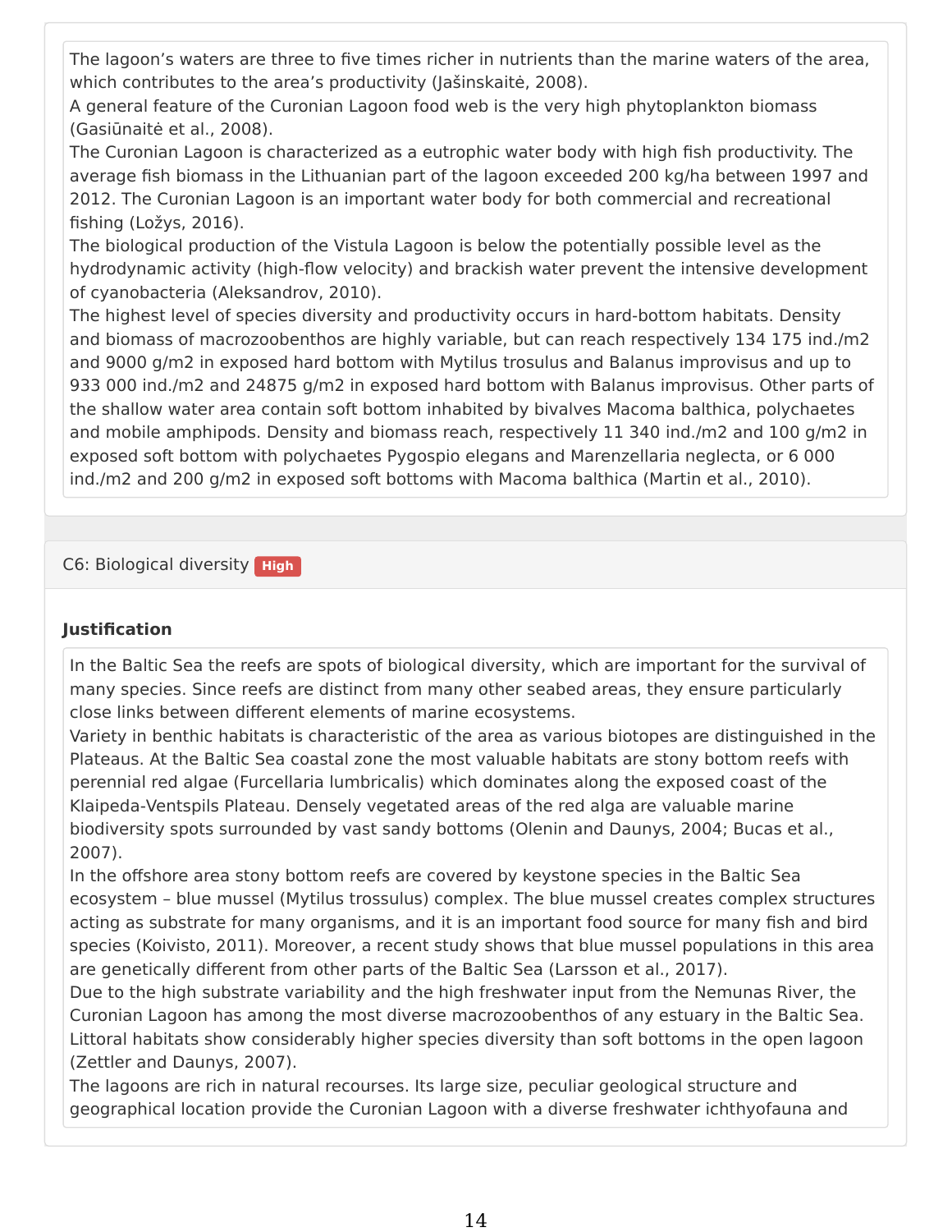The lagoon's waters are three to five times richer in nutrients than the marine waters of the area, which contributes to the area's productivity (Jašinskaitė, 2008).
A general feature of the Curonian Lagoon food web is the very high phytoplankton biomass (Gasiūnaitė et al., 2008).
The Curonian Lagoon is characterized as a eutrophic water body with high fish productivity. The average fish biomass in the Lithuanian part of the lagoon exceeded 200 kg/ha between 1997 and 2012. The Curonian Lagoon is an important water body for both commercial and recreational fishing (Ložys, 2016).
The biological production of the Vistula Lagoon is below the potentially possible level as the hydrodynamic activity (high-flow velocity) and brackish water prevent the intensive development of cyanobacteria (Aleksandrov, 2010).
The highest level of species diversity and productivity occurs in hard-bottom habitats. Density and biomass of macrozoobenthos are highly variable, but can reach respectively 134 175 ind./m2 and 9000 g/m2 in exposed hard bottom with Mytilus trosulus and Balanus improvisus and up to 933 000 ind./m2 and 24875 g/m2 in exposed hard bottom with Balanus improvisus. Other parts of the shallow water area contain soft bottom inhabited by bivalves Macoma balthica, polychaetes and mobile amphipods. Density and biomass reach, respectively 11 340 ind./m2 and 100 g/m2 in exposed soft bottom with polychaetes Pygospio elegans and Marenzellaria neglecta, or 6 000 ind./m2 and 200 g/m2 in exposed soft bottoms with Macoma balthica (Martin et al., 2010).

## C6: Biological diversity **High**

### Justification

In the Baltic Sea the reefs are spots of biological diversity, which are important for the survival of many species. Since reefs are distinct from many other seabed areas, they ensure particularly close links between different elements of marine ecosystems.
Variety in benthic habitats is characteristic of the area as various biotopes are distinguished in the Plateaus. At the Baltic Sea coastal zone the most valuable habitats are stony bottom reefs with perennial red algae (Furcellaria lumbricalis) which dominates along the exposed coast of the Klaipeda-Ventspils Plateau. Densely vegetated areas of the red alga are valuable marine biodiversity spots surrounded by vast sandy bottoms (Olenin and Daunys, 2004; Bucas et al., 2007).
In the offshore area stony bottom reefs are covered by keystone species in the Baltic Sea ecosystem – blue mussel (Mytilus trossulus) complex. The blue mussel creates complex structures acting as substrate for many organisms, and it is an important food source for many fish and bird species (Koivisto, 2011). Moreover, a recent study shows that blue mussel populations in this area are genetically different from other parts of the Baltic Sea (Larsson et al., 2017).
Due to the high substrate variability and the high freshwater input from the Nemunas River, the Curonian Lagoon has among the most diverse macrozoobenthos of any estuary in the Baltic Sea. Littoral habitats show considerably higher species diversity than soft bottoms in the open lagoon (Zettler and Daunys, 2007).
The lagoons are rich in natural recourses. Its large size, peculiar geological structure and geographical location provide the Curonian Lagoon with a diverse freshwater ichthyofauna and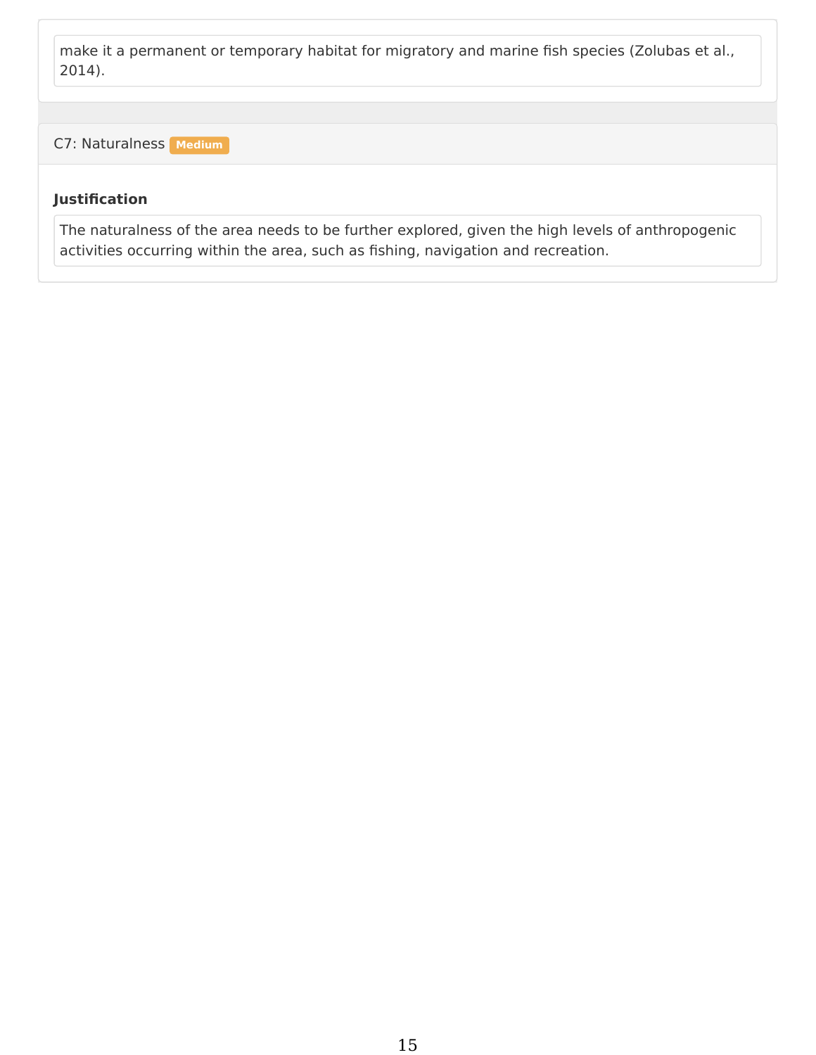make it a permanent or temporary habitat for migratory and marine fish species (Zolubas et al., 2014).

C7: Naturalness **Medium**

**Justification**

The naturalness of the area needs to be further explored, given the high levels of anthropogenic activities occurring within the area, such as fishing, navigation and recreation.